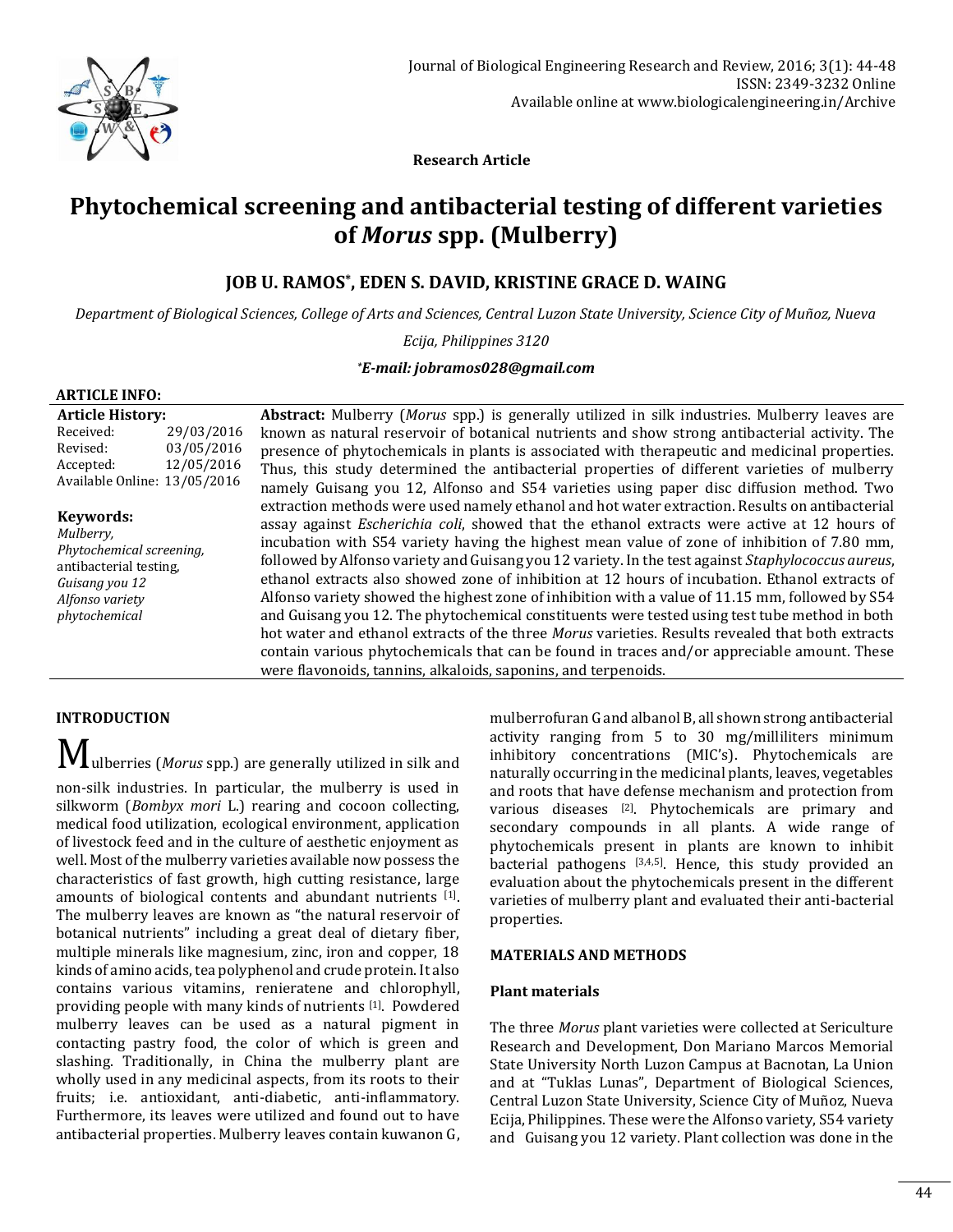**Research Article**

# Phytochemical screening and antibacterial testing of different varieties of *Morus* spp. (Mulberry)

## JOB U. RAMOS*, EDEN S. DAVID, KRISTINE GRACE D. WAING

*Department of Biological Sciences, College of Arts and Sciences, Central Luzon State University, Science City of Muñoz, Nueva Ecija, Philippines 3120*

***E-mail: jobramos028@gmail.com***

**ARTICLE INFO:**

**Article History:**
Received: 29/03/2016
Revised: 03/05/2016
Accepted: 12/05/2016
Available Online: 13/05/2016

**Keywords:**
*Mulberry,*
*Phytochemical screening,*
antibacterial testing,
*Guisang you 12*
*Alfonso variety*
*phytochemical*

**Abstract:** Mulberry (*Morus* spp.) is generally utilized in silk industries. Mulberry leaves are known as natural reservoir of botanical nutrients and show strong antibacterial activity. The presence of phytochemicals in plants is associated with therapeutic and medicinal properties. Thus, this study determined the antibacterial properties of different varieties of mulberry namely Guisang you 12, Alfonso and S54 varieties using paper disc diffusion method. Two extraction methods were used namely ethanol and hot water extraction. Results on antibacterial assay against *Escherichia coli*, showed that the ethanol extracts were active at 12 hours of incubation with S54 variety having the highest mean value of zone of inhibition of 7.80 mm, followed by Alfonso variety and Guisang you 12 variety. In the test against *Staphylococcus aureus*, ethanol extracts also showed zone of inhibition at 12 hours of incubation. Ethanol extracts of Alfonso variety showed the highest zone of inhibition with a value of 11.15 mm, followed by S54 and Guisang you 12. The phytochemical constituents were tested using test tube method in both hot water and ethanol extracts of the three *Morus* varieties. Results revealed that both extracts contain various phytochemicals that can be found in traces and/or appreciable amount. These were flavonoids, tannins, alkaloids, saponins, and terpenoids.

## INTRODUCTION

Mulberries (*Morus* spp.) are generally utilized in silk and non-silk industries. In particular, the mulberry is used in silkworm (*Bombyx mori* L.) rearing and cocoon collecting, medical food utilization, ecological environment, application of livestock feed and in the culture of aesthetic enjoyment as well. Most of the mulberry varieties available now possess the characteristics of fast growth, high cutting resistance, large amounts of biological contents and abundant nutrients [1]. The mulberry leaves are known as "the natural reservoir of botanical nutrients" including a great deal of dietary fiber, multiple minerals like magnesium, zinc, iron and copper, 18 kinds of amino acids, tea polyphenol and crude protein. It also contains various vitamins, renieratene and chlorophyll, providing people with many kinds of nutrients [1]. Powdered mulberry leaves can be used as a natural pigment in contacting pastry food, the color of which is green and slashing. Traditionally, in China the mulberry plant are wholly used in any medicinal aspects, from its roots to their fruits; i.e. antioxidant, anti-diabetic, anti-inflammatory. Furthermore, its leaves were utilized and found out to have antibacterial properties. Mulberry leaves contain kuwanon G, mulberrofuran G and albanol B, all shown strong antibacterial activity ranging from 5 to 30 mg/milliliters minimum inhibitory concentrations (MIC's). Phytochemicals are naturally occurring in the medicinal plants, leaves, vegetables and roots that have defense mechanism and protection from various diseases [2]. Phytochemicals are primary and secondary compounds in all plants. A wide range of phytochemicals present in plants are known to inhibit bacterial pathogens [3,4,5]. Hence, this study provided an evaluation about the phytochemicals present in the different varieties of mulberry plant and evaluated their anti-bacterial properties.

## MATERIALS AND METHODS

### Plant materials

The three *Morus* plant varieties were collected at Sericulture Research and Development, Don Mariano Marcos Memorial State University North Luzon Campus at Bacnotan, La Union and at "Tuklas Lunas", Department of Biological Sciences, Central Luzon State University, Science City of Muñoz, Nueva Ecija, Philippines. These were the Alfonso variety, S54 variety and Guisang you 12 variety. Plant collection was done in the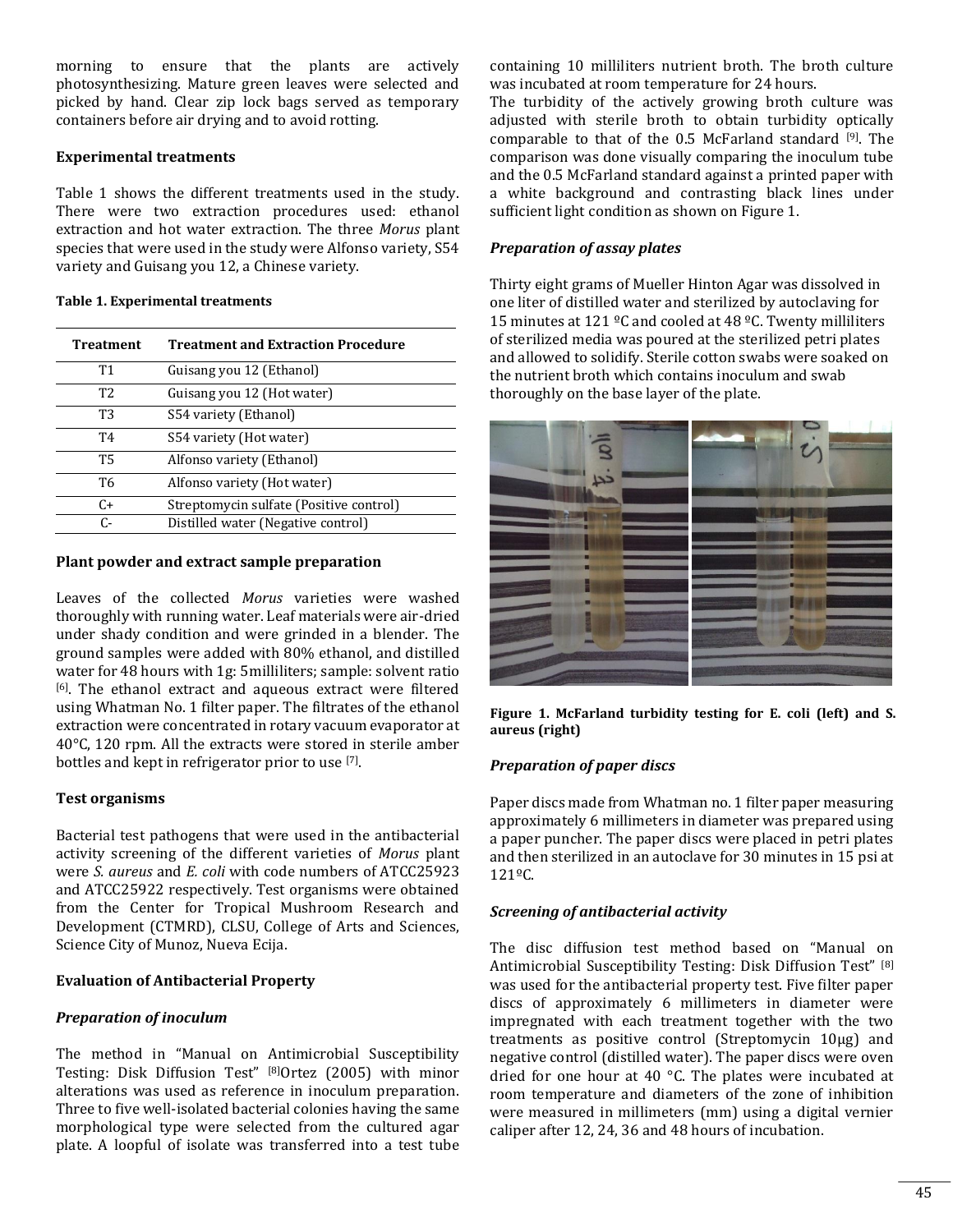morning to ensure that the plants are actively photosynthesizing. Mature green leaves were selected and picked by hand. Clear zip lock bags served as temporary containers before air drying and to avoid rotting.

## Experimental treatments

Table 1 shows the different treatments used in the study. There were two extraction procedures used: ethanol extraction and hot water extraction. The three *Morus* plant species that were used in the study were Alfonso variety, S54 variety and Guisang you 12, a Chinese variety.

**Table 1. Experimental treatments**

| Treatment | Treatment and Extraction Procedure |
|---|---|
| T1 | Guisang you 12 (Ethanol) |
| T2 | Guisang you 12 (Hot water) |
| T3 | S54 variety (Ethanol) |
| T4 | S54 variety (Hot water) |
| T5 | Alfonso variety (Ethanol) |
| T6 | Alfonso variety (Hot water) |
| C+ | Streptomycin sulfate (Positive control) |
| C- | Distilled water (Negative control) |

## Plant powder and extract sample preparation

Leaves of the collected *Morus* varieties were washed thoroughly with running water. Leaf materials were air-dried under shady condition and were grinded in a blender. The ground samples were added with 80% ethanol, and distilled water for 48 hours with 1g: 5milliliters; sample: solvent ratio [6]. The ethanol extract and aqueous extract were filtered using Whatman No. 1 filter paper. The filtrates of the ethanol extraction were concentrated in rotary vacuum evaporator at 40°C, 120 rpm. All the extracts were stored in sterile amber bottles and kept in refrigerator prior to use [7].

## Test organisms

Bacterial test pathogens that were used in the antibacterial activity screening of the different varieties of *Morus* plant were *S. aureus* and *E. coli* with code numbers of ATCC25923 and ATCC25922 respectively. Test organisms were obtained from the Center for Tropical Mushroom Research and Development (CTMRD), CLSU, College of Arts and Sciences, Science City of Munoz, Nueva Ecija.

## Evaluation of Antibacterial Property

### *Preparation of inoculum*

The method in "Manual on Antimicrobial Susceptibility Testing: Disk Diffusion Test" [8]Ortez (2005) with minor alterations was used as reference in inoculum preparation. Three to five well-isolated bacterial colonies having the same morphological type were selected from the cultured agar plate. A loopful of isolate was transferred into a test tube containing 10 milliliters nutrient broth. The broth culture was incubated at room temperature for 24 hours.

The turbidity of the actively growing broth culture was adjusted with sterile broth to obtain turbidity optically comparable to that of the 0.5 McFarland standard [9]. The comparison was done visually comparing the inoculum tube and the 0.5 McFarland standard against a printed paper with a white background and contrasting black lines under sufficient light condition as shown on Figure 1.

### *Preparation of assay plates*

Thirty eight grams of Mueller Hinton Agar was dissolved in one liter of distilled water and sterilized by autoclaving for 15 minutes at 121 ºC and cooled at 48 ºC. Twenty milliliters of sterilized media was poured at the sterilized petri plates and allowed to solidify. Sterile cotton swabs were soaked on the nutrient broth which contains inoculum and swab thoroughly on the base layer of the plate.

**Figure 1. McFarland turbidity testing for E. coli (left) and S. aureus (right)**

### *Preparation of paper discs*

Paper discs made from Whatman no. 1 filter paper measuring approximately 6 millimeters in diameter was prepared using a paper puncher. The paper discs were placed in petri plates and then sterilized in an autoclave for 30 minutes in 15 psi at 121ºC.

### *Screening of antibacterial activity*

The disc diffusion test method based on "Manual on Antimicrobial Susceptibility Testing: Disk Diffusion Test" [8] was used for the antibacterial property test. Five filter paper discs of approximately 6 millimeters in diameter were impregnated with each treatment together with the two treatments as positive control (Streptomycin 10μg) and negative control (distilled water). The paper discs were oven dried for one hour at 40 °C. The plates were incubated at room temperature and diameters of the zone of inhibition were measured in millimeters (mm) using a digital vernier caliper after 12, 24, 36 and 48 hours of incubation.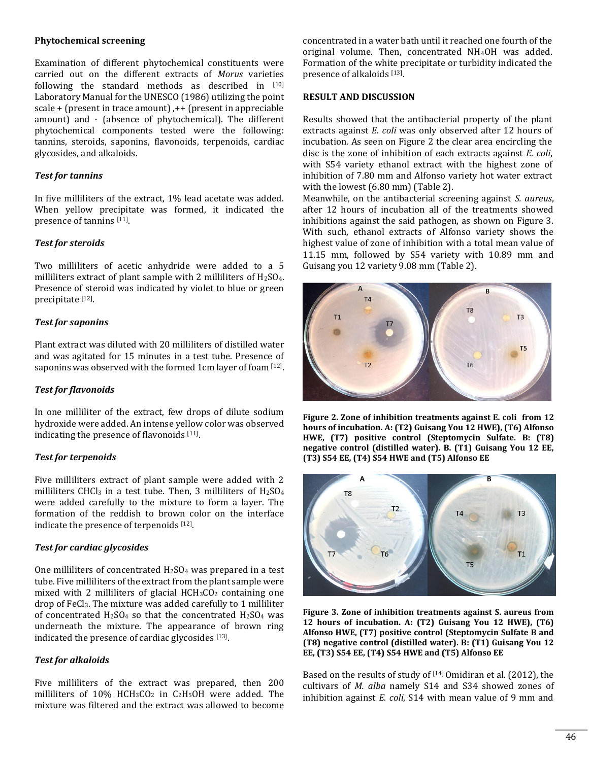**Phytochemical screening**

Examination of different phytochemical constituents were carried out on the different extracts of *Morus* varieties following the standard methods as described in [10] Laboratory Manual for the UNESCO (1986) utilizing the point scale + (present in trace amount) ,++ (present in appreciable amount) and - (absence of phytochemical). The different phytochemical components tested were the following: tannins, steroids, saponins, flavonoids, terpenoids, cardiac glycosides, and alkaloids.

***Test for tannins***

In five milliliters of the extract, 1% lead acetate was added. When yellow precipitate was formed, it indicated the presence of tannins [11].

***Test for steroids***

Two milliliters of acetic anhydride were added to a 5 milliliters extract of plant sample with 2 milliliters of $H_2SO_4$. Presence of steroid was indicated by violet to blue or green precipitate [12].

***Test for saponins***

Plant extract was diluted with 20 milliliters of distilled water and was agitated for 15 minutes in a test tube. Presence of saponins was observed with the formed 1cm layer of foam [12].

***Test for flavonoids***

In one milliliter of the extract, few drops of dilute sodium hydroxide were added. An intense yellow color was observed indicating the presence of flavonoids [11].

***Test for terpenoids***

Five milliliters extract of plant sample were added with 2 milliliters $CHCl_3$ in a test tube. Then, 3 milliliters of $H_2SO_4$ were added carefully to the mixture to form a layer. The formation of the reddish to brown color on the interface indicate the presence of terpenoids [12].

***Test for cardiac glycosides***

One milliliters of concentrated $H_2SO_4$ was prepared in a test tube. Five milliliters of the extract from the plant sample were mixed with 2 milliliters of glacial $HCH_3CO_2$ containing one drop of $FeCl_3$. The mixture was added carefully to 1 milliliter of concentrated $H_2SO_4$ so that the concentrated $H_2SO_4$ was underneath the mixture. The appearance of brown ring indicated the presence of cardiac glycosides [13].

***Test for alkaloids***

Five milliliters of the extract was prepared, then 200 milliliters of 10% $HCH_3CO_2$ in $C_2H_5OH$ were added. The mixture was filtered and the extract was allowed to become concentrated in a water bath until it reached one fourth of the original volume. Then, concentrated $NH_4OH$ was added. Formation of the white precipitate or turbidity indicated the presence of alkaloids [13].

**RESULT AND DISCUSSION**

Results showed that the antibacterial property of the plant extracts against *E. coli* was only observed after 12 hours of incubation. As seen on Figure 2 the clear area encircling the disc is the zone of inhibition of each extracts against *E. coli*, with S54 variety ethanol extract with the highest zone of inhibition of 7.80 mm and Alfonso variety hot water extract with the lowest (6.80 mm) (Table 2).

Meanwhile, on the antibacterial screening against *S. aureus*, after 12 hours of incubation all of the treatments showed inhibitions against the said pathogen, as shown on Figure 3. With such, ethanol extracts of Alfonso variety shows the highest value of zone of inhibition with a total mean value of 11.15 mm, followed by S54 variety with 10.89 mm and Guisang you 12 variety 9.08 mm (Table 2).

**Figure 2. Zone of inhibition treatments against E. coli from 12 hours of incubation. A: (T2) Guisang You 12 HWE), (T6) Alfonso HWE, (T7) positive control (Steptomycin Sulfate. B: (T8) negative control (distilled water). B. (T1) Guisang You 12 EE, (T3) S54 EE, (T4) S54 HWE and (T5) Alfonso EE**

**Figure 3. Zone of inhibition treatments against S. aureus from 12 hours of incubation. A: (T2) Guisang You 12 HWE), (T6) Alfonso HWE, (T7) positive control (Steptomycin Sulfate B and (T8) negative control (distilled water). B: (T1) Guisang You 12 EE, (T3) S54 EE, (T4) S54 HWE and (T5) Alfonso EE**

Based on the results of study of [14] Omidiran et al. (2012), the cultivars of *M. alba* namely S14 and S34 showed zones of inhibition against *E. coli*, S14 with mean value of 9 mm and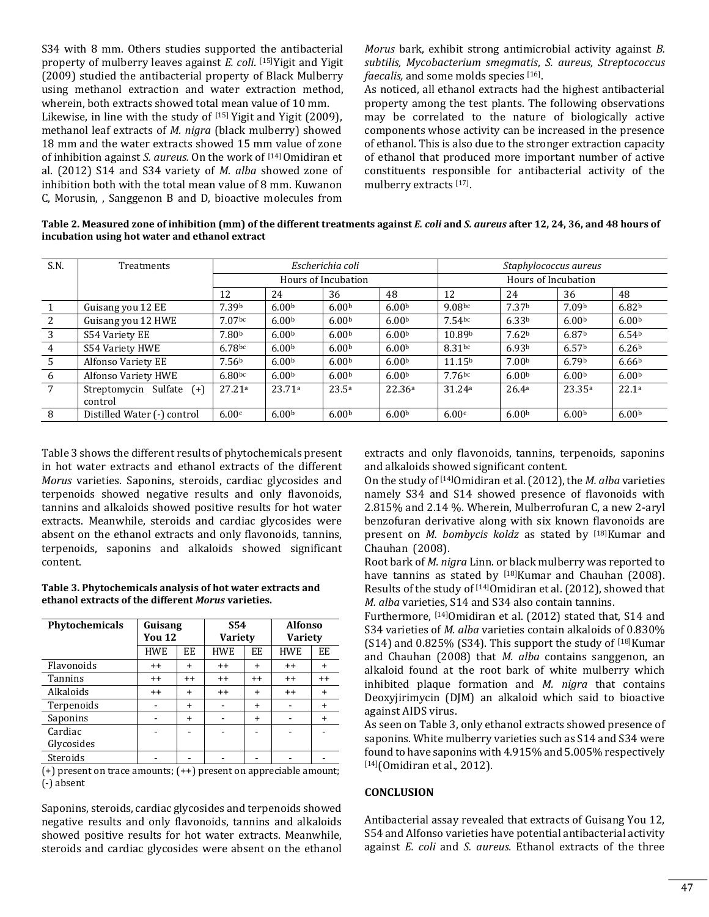S34 with 8 mm. Others studies supported the antibacterial property of mulberry leaves against *E. coli*. [15]Yigit and Yigit (2009) studied the antibacterial property of Black Mulberry using methanol extraction and water extraction method, wherein, both extracts showed total mean value of 10 mm.

Likewise, in line with the study of [15] Yigit and Yigit (2009), methanol leaf extracts of *M. nigra* (black mulberry) showed 18 mm and the water extracts showed 15 mm value of zone of inhibition against *S. aureus*. On the work of [14] Omidiran et al. (2012) S14 and S34 variety of *M. alba* showed zone of inhibition both with the total mean value of 8 mm. Kuwanon C, Morusin, , Sanggenon B and D, bioactive molecules from *Morus* bark, exhibit strong antimicrobial activity against *B. subtilis, Mycobacterium smegmatis*, *S. aureus, Streptococcus faecalis,* and some molds species [16].

As noticed, all ethanol extracts had the highest antibacterial property among the test plants. The following observations may be correlated to the nature of biologically active components whose activity can be increased in the presence of ethanol. This is also due to the stronger extraction capacity of ethanol that produced more important number of active constituents responsible for antibacterial activity of the mulberry extracts [17].

**Table 2. Measured zone of inhibition (mm) of the different treatments against *E. coli* and *S. aureus* after 12, 24, 36, and 48 hours of incubation using hot water and ethanol extract**

| S.N. | Treatments | *Escherichia coli* | | | | *Staphylococcus aureus* | | | |
|---|---|---|---|---|---|---|---|---|---|
| | | Hours of Incubation | | | | Hours of Incubation | | | |
| | | 12 | 24 | 36 | 48 | 12 | 24 | 36 | 48 |
| 1 | Guisang you 12 EE | 7.39b | 6.00b | 6.00b | 6.00b | 9.08bc | 7.37b | 7.09b | 6.82b |
| 2 | Guisang you 12 HWE | 7.07bc | 6.00b | 6.00b | 6.00b | 7.54bc | 6.33b | 6.00b | 6.00b |
| 3 | S54 Variety EE | 7.80b | 6.00b | 6.00b | 6.00b | 10.89b | 7.62b | 6.87b | 6.54b |
| 4 | S54 Variety HWE | 6.78bc | 6.00b | 6.00b | 6.00b | 8.31bc | 6.93b | 6.57b | 6.26b |
| 5 | Alfonso Variety EE | 7.56b | 6.00b | 6.00b | 6.00b | 11.15b | 7.00b | 6.79b | 6.66b |
| 6 | Alfonso Variety HWE | 6.80bc | 6.00b | 6.00b | 6.00b | 7.76bc | 6.00b | 6.00b | 6.00b |
| 7 | Streptomycin Sulfate (+) control | 27.21a | 23.71a | 23.5a | 22.36a | 31.24a | 26.4a | 23.35a | 22.1a |
| 8 | Distilled Water (-) control | 6.00c | 6.00b | 6.00b | 6.00b | 6.00c | 6.00b | 6.00b | 6.00b |

Table 3 shows the different results of phytochemicals present in hot water extracts and ethanol extracts of the different *Morus* varieties. Saponins, steroids, cardiac glycosides and terpenoids showed negative results and only flavonoids, tannins and alkaloids showed positive results for hot water extracts. Meanwhile, steroids and cardiac glycosides were absent on the ethanol extracts and only flavonoids, tannins, terpenoids, saponins and alkaloids showed significant content.

**Table 3. Phytochemicals analysis of hot water extracts and ethanol extracts of the different *Morus* varieties.**

| Phytochemicals | Guisang You 12 | | S54 Variety | | Alfonso Variety | |
|---|---|---|---|---|---|---|
| | HWE | EE | HWE | EE | HWE | EE |
| Flavonoids | ++ | + | ++ | + | ++ | + |
| Tannins | ++ | ++ | ++ | ++ | ++ | ++ |
| Alkaloids | ++ | + | ++ | + | ++ | + |
| Terpenoids | - | + | - | + | - | + |
| Saponins | - | + | - | + | - | + |
| Cardiac Glycosides | - | - | - | - | - | - |
| Steroids | - | - | - | - | - | - |

(+) present on trace amounts; (++) present on appreciable amount; (-) absent

Saponins, steroids, cardiac glycosides and terpenoids showed negative results and only flavonoids, tannins and alkaloids showed positive results for hot water extracts. Meanwhile, steroids and cardiac glycosides were absent on the ethanol extracts and only flavonoids, tannins, terpenoids, saponins and alkaloids showed significant content.

On the study of [14]Omidiran et al. (2012), the *M. alba* varieties namely S34 and S14 showed presence of flavonoids with 2.815% and 2.14 %. Wherein, Mulberrofuran C, a new 2-aryl benzofuran derivative along with six known flavonoids are present on *M. bombycis koldz* as stated by [18]Kumar and Chauhan (2008).

Root bark of *M. nigra* Linn. or black mulberry was reported to have tannins as stated by [18]Kumar and Chauhan (2008). Results of the study of [14]Omidiran et al. (2012), showed that *M. alba* varieties, S14 and S34 also contain tannins.

Furthermore, [14]Omidiran et al. (2012) stated that, S14 and S34 varieties of *M. alba* varieties contain alkaloids of 0.830% (S14) and 0.825% (S34). This support the study of [18]Kumar and Chauhan (2008) that *M. alba* contains sanggenon, an alkaloid found at the root bark of white mulberry which inhibited plaque formation and *M. nigra* that contains Deoxyjirimycin (DJM) an alkaloid which said to bioactive against AIDS virus.

As seen on Table 3, only ethanol extracts showed presence of saponins. White mulberry varieties such as S14 and S34 were found to have saponins with 4.915% and 5.005% respectively [14](Omidiran et al., 2012).

## CONCLUSION

Antibacterial assay revealed that extracts of Guisang You 12, S54 and Alfonso varieties have potential antibacterial activity against *E. coli* and *S. aureus.* Ethanol extracts of the three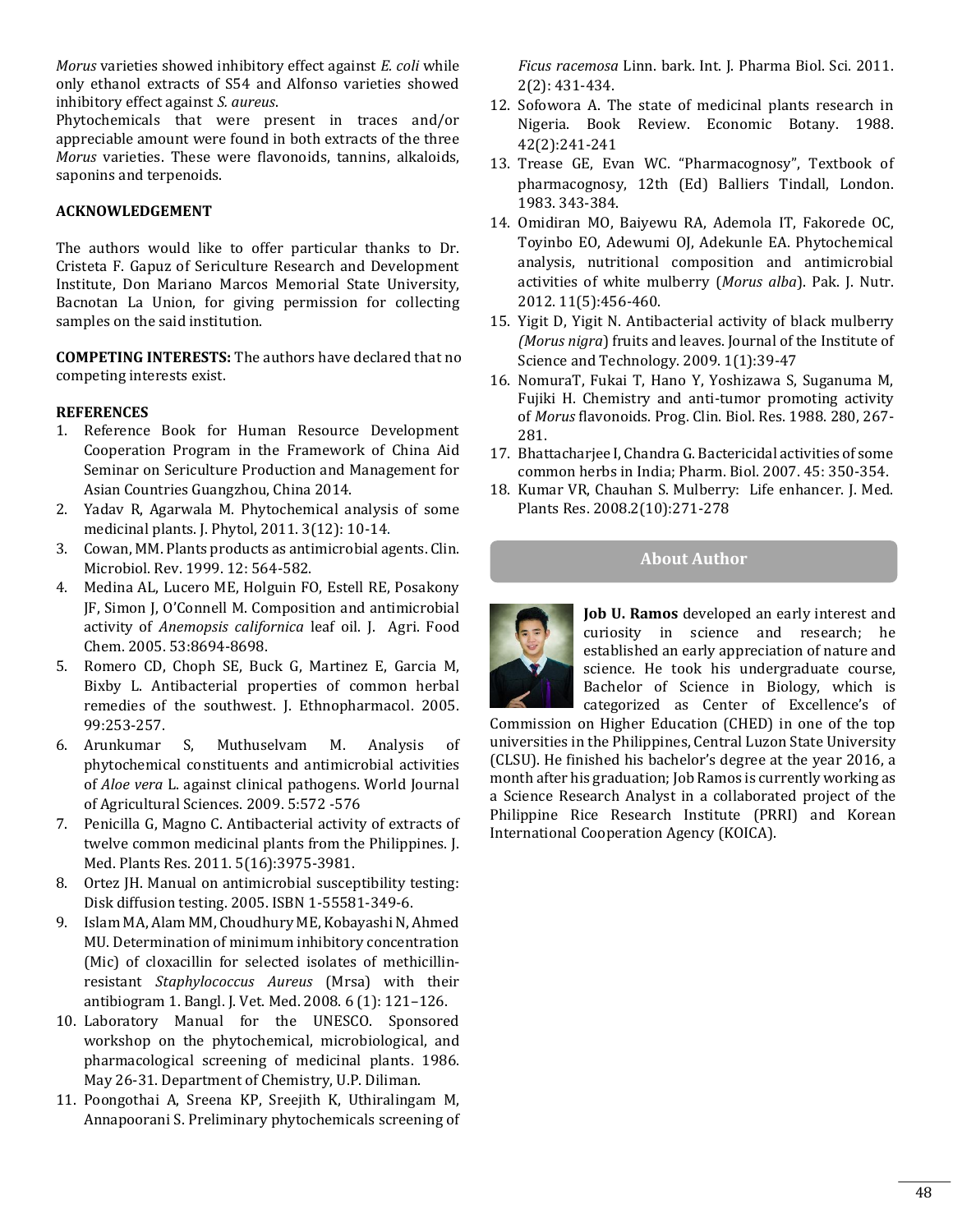*Morus* varieties showed inhibitory effect against *E. coli* while only ethanol extracts of S54 and Alfonso varieties showed inhibitory effect against *S. aureus*.

Phytochemicals that were present in traces and/or appreciable amount were found in both extracts of the three *Morus* varieties. These were flavonoids, tannins, alkaloids, saponins and terpenoids.

**ACKNOWLEDGEMENT**

The authors would like to offer particular thanks to Dr. Cristeta F. Gapuz of Sericulture Research and Development Institute, Don Mariano Marcos Memorial State University, Bacnotan La Union, for giving permission for collecting samples on the said institution.

**COMPETING INTERESTS:** The authors have declared that no competing interests exist.

**REFERENCES**

1. Reference Book for Human Resource Development Cooperation Program in the Framework of China Aid Seminar on Sericulture Production and Management for Asian Countries Guangzhou, China 2014.
2. Yadav R, Agarwala M. Phytochemical analysis of some medicinal plants. J. Phytol, 2011. 3(12): 10-14.
3. Cowan, MM. Plants products as antimicrobial agents. Clin. Microbiol. Rev. 1999. 12: 564-582.
4. Medina AL, Lucero ME, Holguin FO, Estell RE, Posakony JF, Simon J, O'Connell M. Composition and antimicrobial activity of *Anemopsis californica* leaf oil. J. Agri. Food Chem. 2005. 53:8694-8698.
5. Romero CD, Choph SE, Buck G, Martinez E, Garcia M, Bixby L. Antibacterial properties of common herbal remedies of the southwest. J. Ethnopharmacol. 2005. 99:253-257.
6. Arunkumar S, Muthuselvam M. Analysis of phytochemical constituents and antimicrobial activities of *Aloe vera* L. against clinical pathogens. World Journal of Agricultural Sciences. 2009. 5:572 -576
7. Penicilla G, Magno C. Antibacterial activity of extracts of twelve common medicinal plants from the Philippines. J. Med. Plants Res. 2011. 5(16):3975-3981.
8. Ortez JH. Manual on antimicrobial susceptibility testing: Disk diffusion testing. 2005. ISBN 1-55581-349-6.
9. Islam MA, Alam MM, Choudhury ME, Kobayashi N, Ahmed MU. Determination of minimum inhibitory concentration (Mic) of cloxacillin for selected isolates of methicillin-resistant *Staphylococcus Aureus* (Mrsa) with their antibiogram 1. Bangl. J. Vet. Med. 2008. 6 (1): 121–126.
10. Laboratory Manual for the UNESCO. Sponsored workshop on the phytochemical, microbiological, and pharmacological screening of medicinal plants. 1986. May 26-31. Department of Chemistry, U.P. Diliman.
11. Poongothai A, Sreena KP, Sreejith K, Uthiralingam M, Annapoorani S. Preliminary phytochemicals screening of *Ficus racemosa* Linn. bark. Int. J. Pharma Biol. Sci. 2011. 2(2): 431-434.
12. Sofowora A. The state of medicinal plants research in Nigeria. Book Review. Economic Botany. 1988. 42(2):241-241
13. Trease GE, Evan WC. "Pharmacognosy", Textbook of pharmacognosy, 12th (Ed) Balliers Tindall, London. 1983. 343-384.
14. Omidiran MO, Baiyewu RA, Ademola IT, Fakorede OC, Toyinbo EO, Adewumi OJ, Adekunle EA. Phytochemical analysis, nutritional composition and antimicrobial activities of white mulberry (*Morus alba*). Pak. J. Nutr. 2012. 11(5):456-460.
15. Yigit D, Yigit N. Antibacterial activity of black mulberry *(Morus nigra*) fruits and leaves. Journal of the Institute of Science and Technology. 2009. 1(1):39-47
16. NomuraT, Fukai T, Hano Y, Yoshizawa S, Suganuma M, Fujiki H. Chemistry and anti-tumor promoting activity of *Morus* flavonoids. Prog. Clin. Biol. Res. 1988. 280, 267-281.
17. Bhattacharjee I, Chandra G. Bactericidal activities of some common herbs in India; Pharm. Biol. 2007. 45: 350-354.
18. Kumar VR, Chauhan S. Mulberry: Life enhancer. J. Med. Plants Res. 2008.2(10):271-278

## About Author

**Job U. Ramos** developed an early interest and curiosity in science and research; he established an early appreciation of nature and science. He took his undergraduate course, Bachelor of Science in Biology, which is categorized as Center of Excellence's of Commission on Higher Education (CHED) in one of the top universities in the Philippines, Central Luzon State University (CLSU). He finished his bachelor's degree at the year 2016, a month after his graduation; Job Ramos is currently working as a Science Research Analyst in a collaborated project of the Philippine Rice Research Institute (PRRI) and Korean International Cooperation Agency (KOICA).